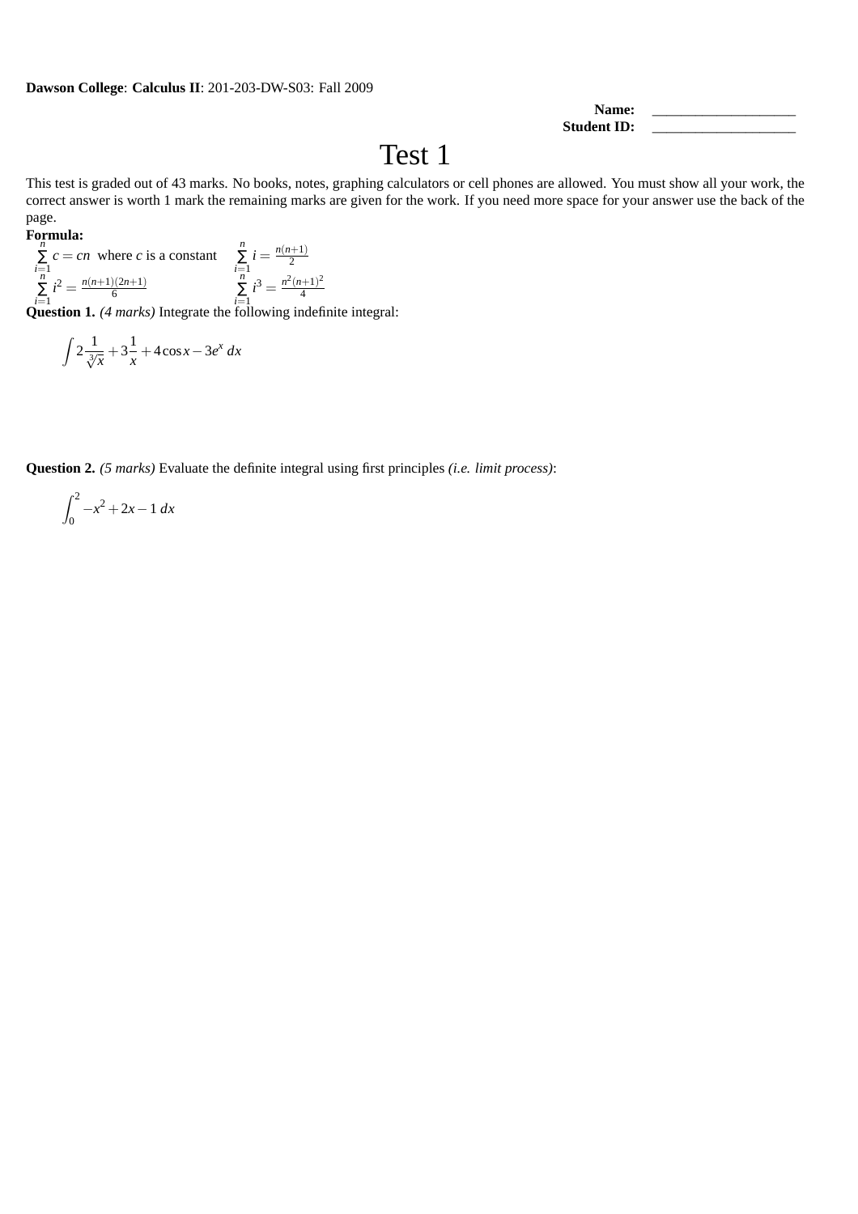**Dawson College**: **Calculus II**: 201-203-DW-S03: Fall 2009

**Name:** ____________________
**Student ID:** ____________________

# Test 1

This test is graded out of 43 marks. No books, notes, graphing calculators or cell phones are allowed. You must show all your work, the correct answer is worth 1 mark the remaining marks are given for the work. If you need more space for your answer use the back of the page.

**Formula:**

$\sum_{i=1}^{n} c = cn$ where $c$ is a constant $\quad \sum_{i=1}^{n} i = \frac{n(n+1)}{2}$

$\sum_{i=1}^{n} i^2 = \frac{n(n+1)(2n+1)}{6} \quad \sum_{i=1}^{n} i^3 = \frac{n^2(n+1)^2}{4}$

**Question 1.** *(4 marks)* Integrate the following indefinite integral:

$$\int 2\frac{1}{\sqrt[3]{x}} + 3\frac{1}{x} + 4\cos x - 3e^x \, dx$$

**Question 2.** *(5 marks)* Evaluate the definite integral using first principles *(i.e. limit process)*:

$$\int_0^2 -x^2 + 2x - 1 \, dx$$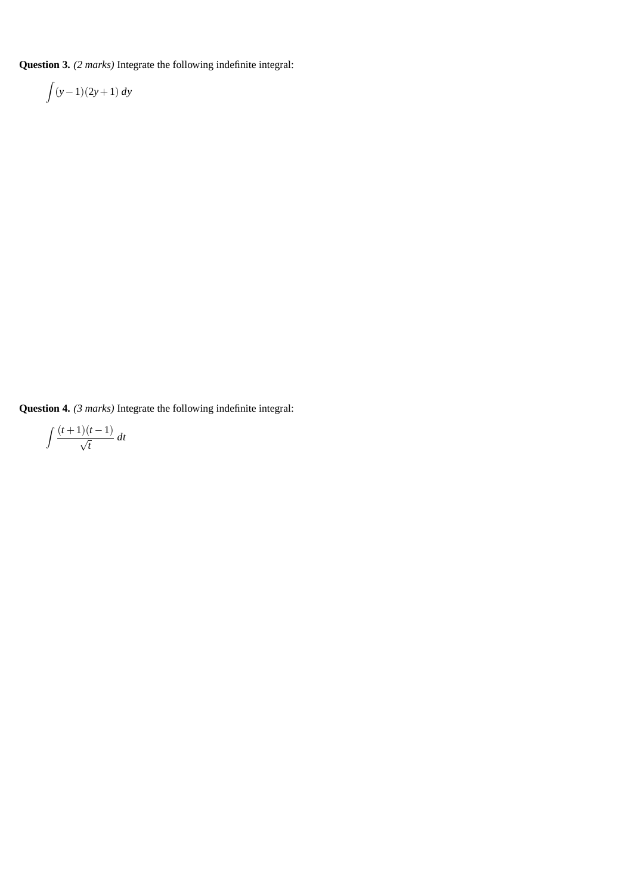**Question 3.** *(2 marks)* Integrate the following indefinite integral:

$$\int (y-1)(2y+1)\, dy$$

**Question 4.** *(3 marks)* Integrate the following indefinite integral:

$$\int \frac{(t+1)(t-1)}{\sqrt{t}}\, dt$$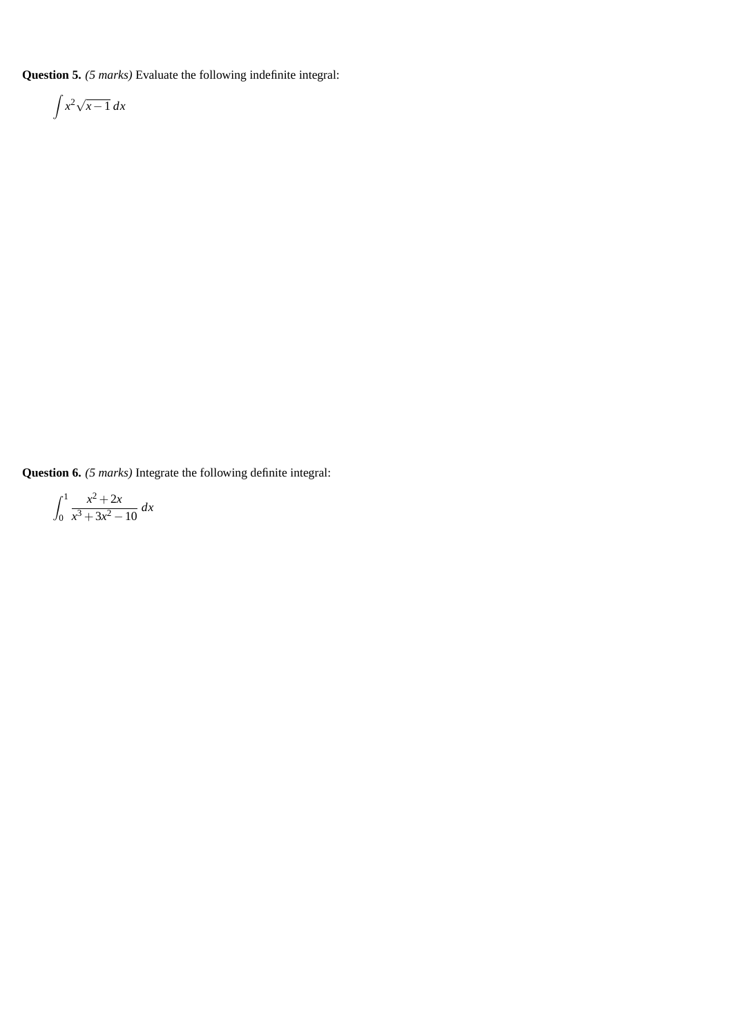**Question 5.** *(5 marks)* Evaluate the following indefinite integral:

$$\int x^2\sqrt{x-1}\,dx$$

**Question 6.** *(5 marks)* Integrate the following definite integral:

$$\int_0^1 \frac{x^2+2x}{x^3+3x^2-10}\,dx$$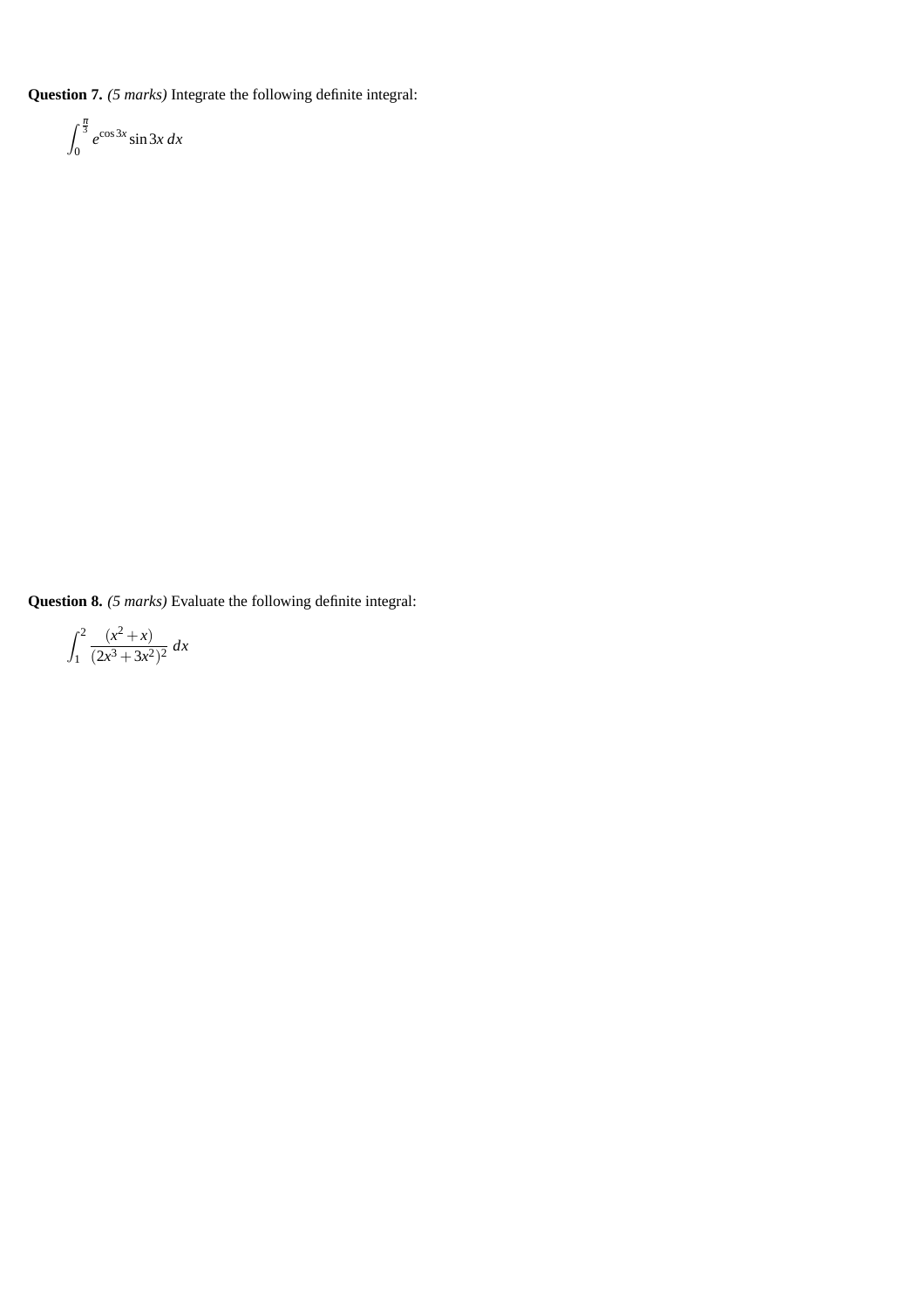**Question 7.** *(5 marks)* Integrate the following definite integral:

$$\int_0^{\frac{\pi}{3}} e^{\cos 3x} \sin 3x \, dx$$

**Question 8.** *(5 marks)* Evaluate the following definite integral:

$$\int_1^2 \frac{(x^2+x)}{(2x^3+3x^2)^2} \, dx$$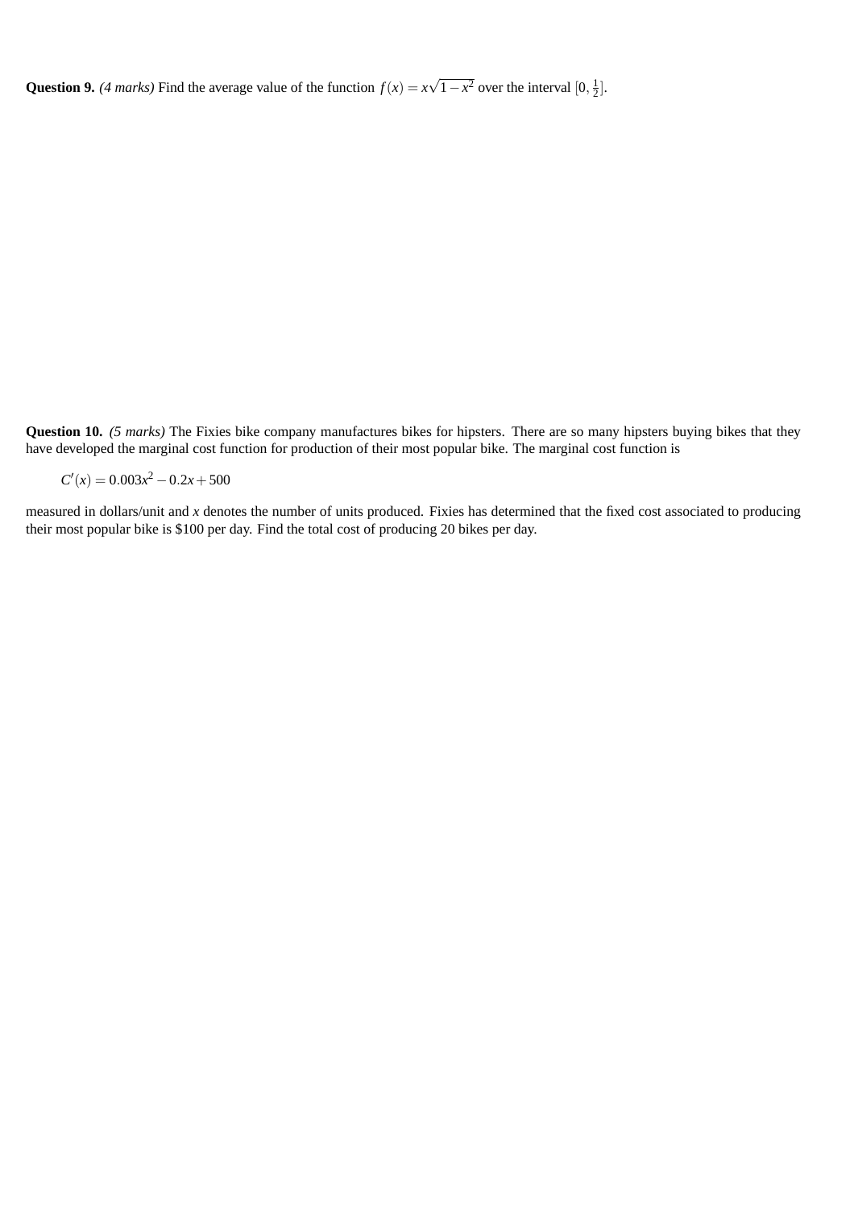**Question 9.** *(4 marks)* Find the average value of the function $f(x) = x\sqrt{1-x^2}$ over the interval $[0, \frac{1}{2}]$.

**Question 10.** *(5 marks)* The Fixies bike company manufactures bikes for hipsters. There are so many hipsters buying bikes that they have developed the marginal cost function for production of their most popular bike. The marginal cost function is

$$C'(x) = 0.003x^2 - 0.2x + 500$$

measured in dollars/unit and $x$ denotes the number of units produced. Fixies has determined that the fixed cost associated to producing their most popular bike is $100 per day. Find the total cost of producing 20 bikes per day.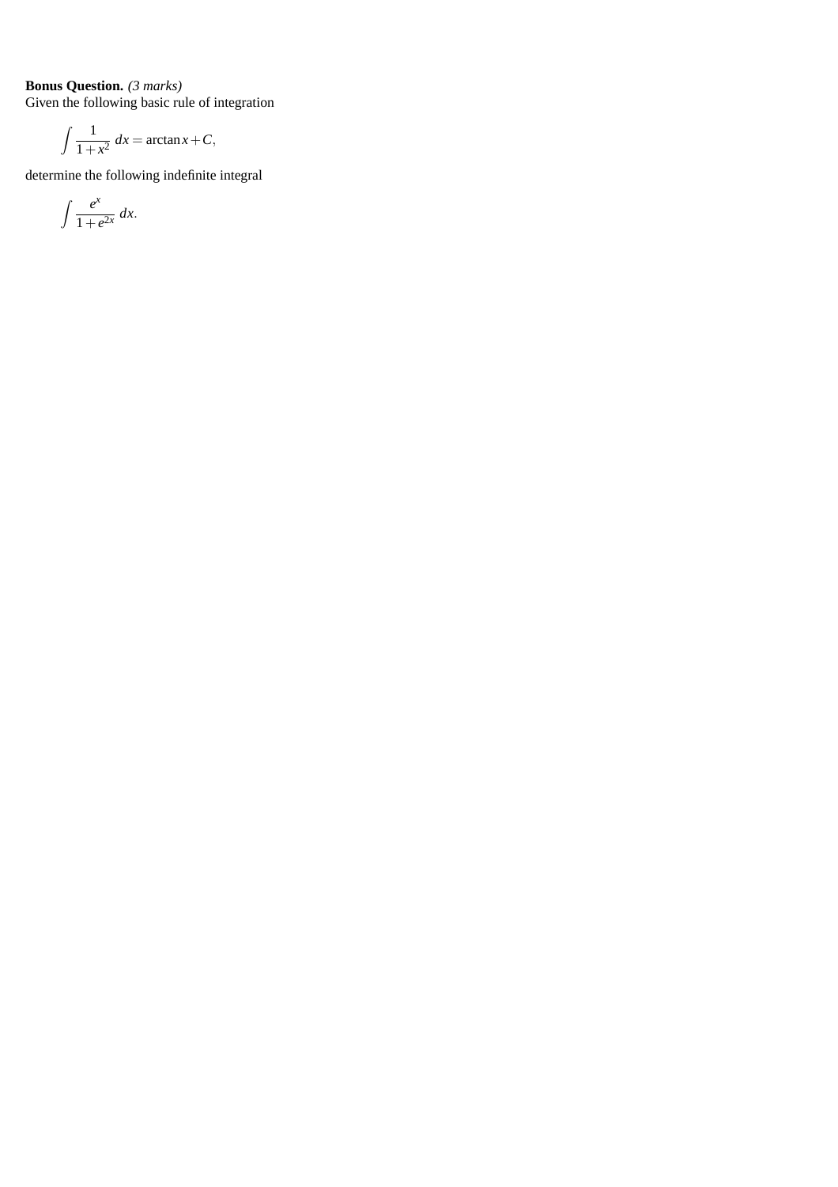**Bonus Question.** *(3 marks)*
Given the following basic rule of integration

$$\int \frac{1}{1+x^2}\, dx = \arctan x + C,$$

determine the following indefinite integral

$$\int \frac{e^x}{1+e^{2x}}\, dx.$$